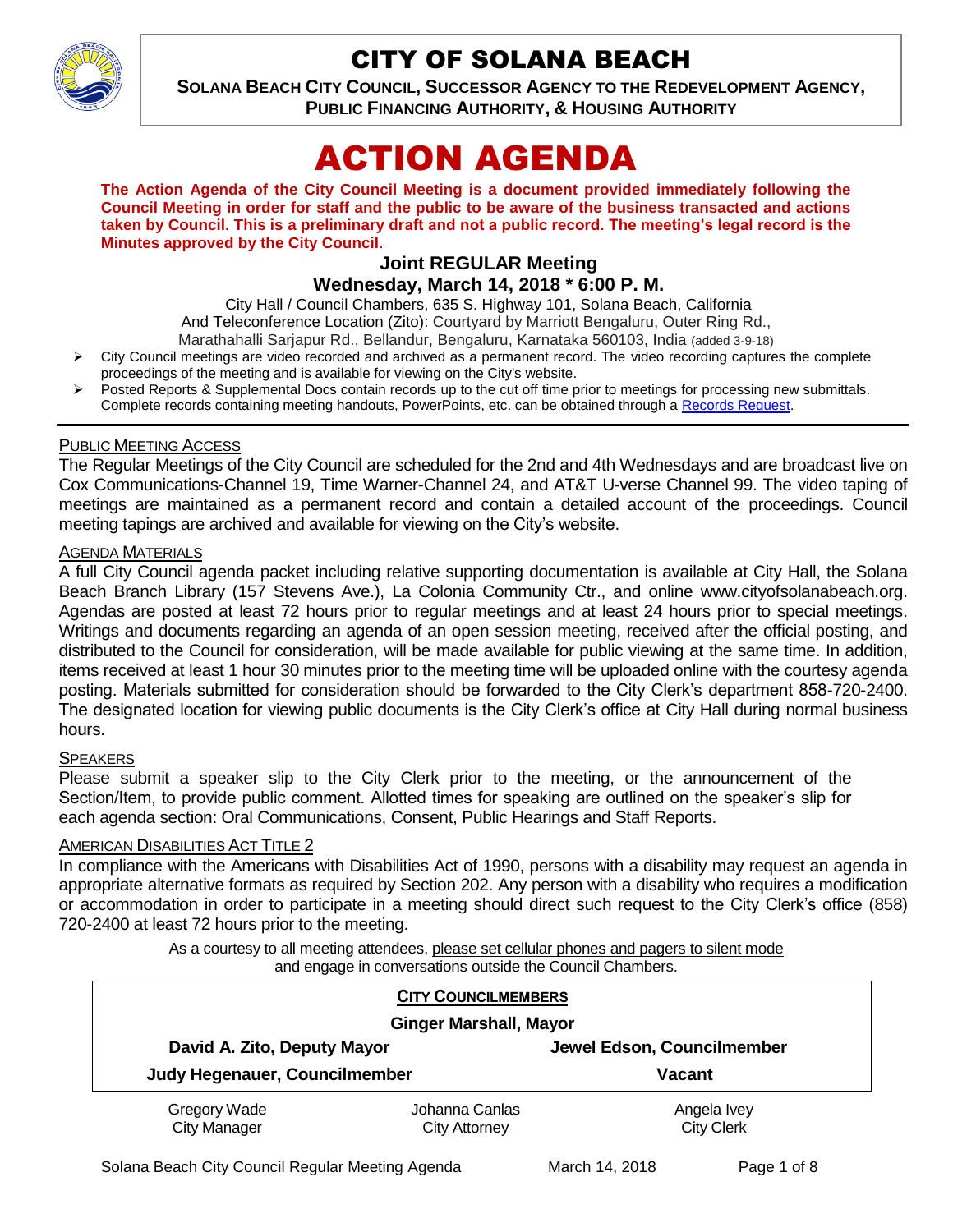# CITY OF SOLANA BEACH

**SOLANA BEACH CITY COUNCIL, SUCCESSOR AGENCY TO THE REDEVELOPMENT AGENCY, PUBLIC FINANCING AUTHORITY, & HOUSING AUTHORITY**

# ACTION AGENDA

**The Action Agenda of the City Council Meeting is a document provided immediately following the Council Meeting in order for staff and the public to be aware of the business transacted and actions taken by Council. This is a preliminary draft and not a public record. The meeting's legal record is the Minutes approved by the City Council.**

### Joint REGULAR Meeting

### Wednesday, March 14, 2018 * 6:00 P. M.

City Hall / Council Chambers, 635 S. Highway 101, Solana Beach, California
And Teleconference Location (Zito): Courtyard by Marriott Bengaluru, Outer Ring Rd., Marathahalli Sarjapur Rd., Bellandur, Bengaluru, Karnataka 560103, India (added 3-9-18)

- City Council meetings are video recorded and archived as a permanent record. The video recording captures the complete proceedings of the meeting and is available for viewing on the City's website.
- Posted Reports & Supplemental Docs contain records up to the cut off time prior to meetings for processing new submittals. Complete records containing meeting handouts, PowerPoints, etc. can be obtained through a Records Request.

---

PUBLIC MEETING ACCESS

The Regular Meetings of the City Council are scheduled for the 2nd and 4th Wednesdays and are broadcast live on Cox Communications-Channel 19, Time Warner-Channel 24, and AT&T U-verse Channel 99. The video taping of meetings are maintained as a permanent record and contain a detailed account of the proceedings. Council meeting tapings are archived and available for viewing on the City's website.

AGENDA MATERIALS

A full City Council agenda packet including relative supporting documentation is available at City Hall, the Solana Beach Branch Library (157 Stevens Ave.), La Colonia Community Ctr., and online www.cityofsolanabeach.org. Agendas are posted at least 72 hours prior to regular meetings and at least 24 hours prior to special meetings. Writings and documents regarding an agenda of an open session meeting, received after the official posting, and distributed to the Council for consideration, will be made available for public viewing at the same time. In addition, items received at least 1 hour 30 minutes prior to the meeting time will be uploaded online with the courtesy agenda posting. Materials submitted for consideration should be forwarded to the City Clerk's department 858-720-2400. The designated location for viewing public documents is the City Clerk's office at City Hall during normal business hours.

SPEAKERS

Please submit a speaker slip to the City Clerk prior to the meeting, or the announcement of the Section/Item, to provide public comment. Allotted times for speaking are outlined on the speaker's slip for each agenda section: Oral Communications, Consent, Public Hearings and Staff Reports.

AMERICAN DISABILITIES ACT TITLE 2

In compliance with the Americans with Disabilities Act of 1990, persons with a disability may request an agenda in appropriate alternative formats as required by Section 202. Any person with a disability who requires a modification or accommodation in order to participate in a meeting should direct such request to the City Clerk's office (858) 720-2400 at least 72 hours prior to the meeting.

As a courtesy to all meeting attendees, please set cellular phones and pagers to silent mode and engage in conversations outside the Council Chambers.

**CITY COUNCILMEMBERS**

**Ginger Marshall, Mayor**

**David A. Zito, Deputy Mayor** | **Jewel Edson, Councilmember**

**Judy Hegenauer, Councilmember** | **Vacant**

Gregory Wade, City Manager | Johanna Canlas, City Attorney | Angela Ivey, City Clerk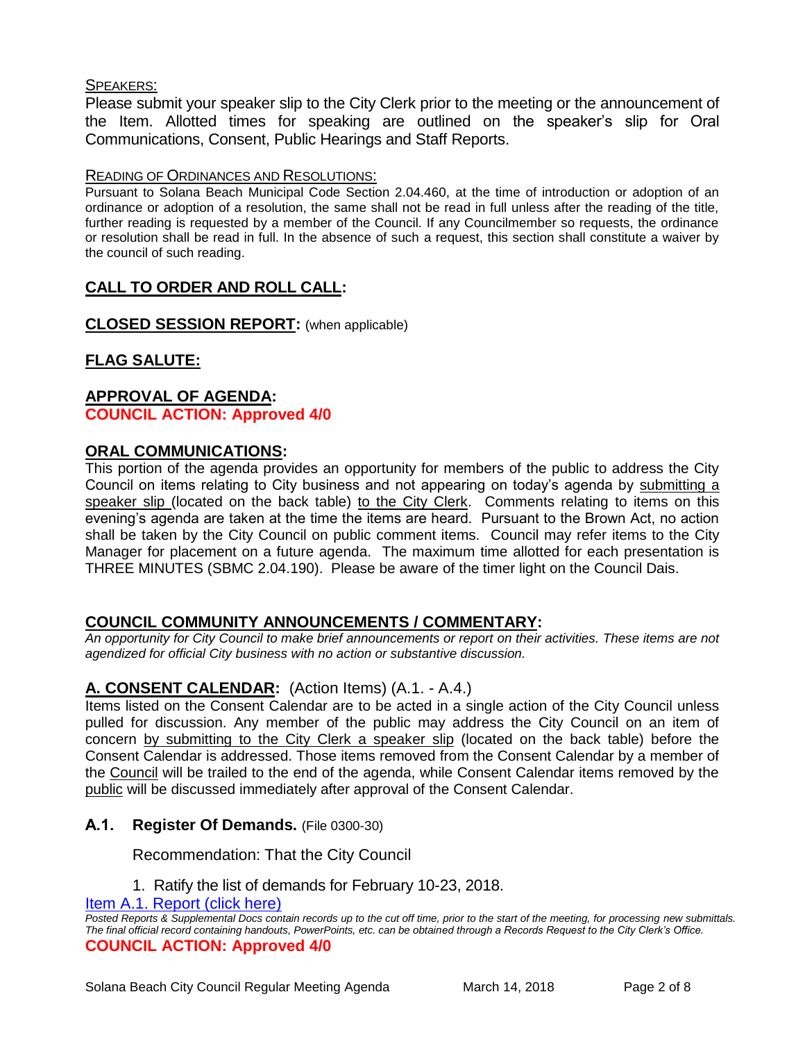SPEAKERS:

Please submit your speaker slip to the City Clerk prior to the meeting or the announcement of the Item. Allotted times for speaking are outlined on the speaker's slip for Oral Communications, Consent, Public Hearings and Staff Reports.

READING OF ORDINANCES AND RESOLUTIONS:

Pursuant to Solana Beach Municipal Code Section 2.04.460, at the time of introduction or adoption of an ordinance or adoption of a resolution, the same shall not be read in full unless after the reading of the title, further reading is requested by a member of the Council. If any Councilmember so requests, the ordinance or resolution shall be read in full. In the absence of such a request, this section shall constitute a waiver by the council of such reading.

## CALL TO ORDER AND ROLL CALL:

## CLOSED SESSION REPORT: (when applicable)

## FLAG SALUTE:

## APPROVAL OF AGENDA:

**COUNCIL ACTION: Approved 4/0**

## ORAL COMMUNICATIONS:

This portion of the agenda provides an opportunity for members of the public to address the City Council on items relating to City business and not appearing on today's agenda by submitting a speaker slip (located on the back table) to the City Clerk. Comments relating to items on this evening's agenda are taken at the time the items are heard. Pursuant to the Brown Act, no action shall be taken by the City Council on public comment items. Council may refer items to the City Manager for placement on a future agenda. The maximum time allotted for each presentation is THREE MINUTES (SBMC 2.04.190). Please be aware of the timer light on the Council Dais.

## COUNCIL COMMUNITY ANNOUNCEMENTS / COMMENTARY:

*An opportunity for City Council to make brief announcements or report on their activities. These items are not agendized for official City business with no action or substantive discussion.*

## A. CONSENT CALENDAR: (Action Items) (A.1. - A.4.)

Items listed on the Consent Calendar are to be acted in a single action of the City Council unless pulled for discussion. Any member of the public may address the City Council on an item of concern by submitting to the City Clerk a speaker slip (located on the back table) before the Consent Calendar is addressed. Those items removed from the Consent Calendar by a member of the Council will be trailed to the end of the agenda, while Consent Calendar items removed by the public will be discussed immediately after approval of the Consent Calendar.

### A.1. Register Of Demands. (File 0300-30)

Recommendation: That the City Council

1. Ratify the list of demands for February 10-23, 2018.

Item A.1. Report (click here)

*Posted Reports & Supplemental Docs contain records up to the cut off time, prior to the start of the meeting, for processing new submittals. The final official record containing handouts, PowerPoints, etc. can be obtained through a Records Request to the City Clerk's Office.*

**COUNCIL ACTION: Approved 4/0**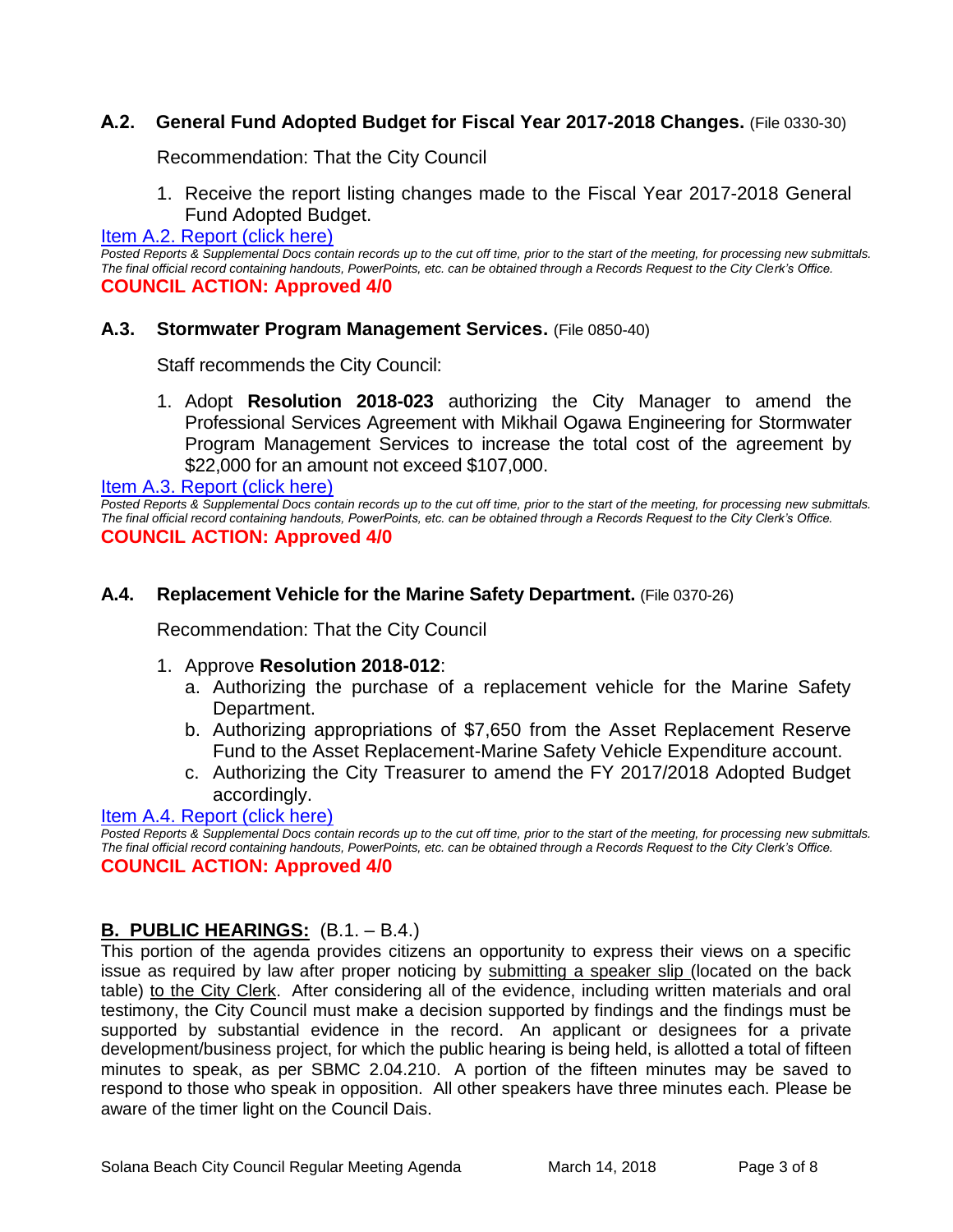### **A.2. General Fund Adopted Budget for Fiscal Year 2017-2018 Changes.** (File 0330-30)

Recommendation: That the City Council

1. Receive the report listing changes made to the Fiscal Year 2017-2018 General Fund Adopted Budget.

Item A.2. Report (click here)

*Posted Reports & Supplemental Docs contain records up to the cut off time, prior to the start of the meeting, for processing new submittals. The final official record containing handouts, PowerPoints, etc. can be obtained through a Records Request to the City Clerk's Office.*

**COUNCIL ACTION: Approved 4/0**

### **A.3. Stormwater Program Management Services.** (File 0850-40)

Staff recommends the City Council:

1. Adopt **Resolution 2018-023** authorizing the City Manager to amend the Professional Services Agreement with Mikhail Ogawa Engineering for Stormwater Program Management Services to increase the total cost of the agreement by $22,000 for an amount not exceed $107,000.

Item A.3. Report (click here)

*Posted Reports & Supplemental Docs contain records up to the cut off time, prior to the start of the meeting, for processing new submittals. The final official record containing handouts, PowerPoints, etc. can be obtained through a Records Request to the City Clerk's Office.*

**COUNCIL ACTION: Approved 4/0**

### **A.4. Replacement Vehicle for the Marine Safety Department.** (File 0370-26)

Recommendation: That the City Council

1. Approve **Resolution 2018-012**:
   a. Authorizing the purchase of a replacement vehicle for the Marine Safety Department.
   b. Authorizing appropriations of $7,650 from the Asset Replacement Reserve Fund to the Asset Replacement-Marine Safety Vehicle Expenditure account.
   c. Authorizing the City Treasurer to amend the FY 2017/2018 Adopted Budget accordingly.

Item A.4. Report (click here)

*Posted Reports & Supplemental Docs contain records up to the cut off time, prior to the start of the meeting, for processing new submittals. The final official record containing handouts, PowerPoints, etc. can be obtained through a Records Request to the City Clerk's Office.*

**COUNCIL ACTION: Approved 4/0**

## **B. PUBLIC HEARINGS:** (B.1. – B.4.)

This portion of the agenda provides citizens an opportunity to express their views on a specific issue as required by law after proper noticing by submitting a speaker slip (located on the back table) to the City Clerk. After considering all of the evidence, including written materials and oral testimony, the City Council must make a decision supported by findings and the findings must be supported by substantial evidence in the record. An applicant or designees for a private development/business project, for which the public hearing is being held, is allotted a total of fifteen minutes to speak, as per SBMC 2.04.210. A portion of the fifteen minutes may be saved to respond to those who speak in opposition. All other speakers have three minutes each. Please be aware of the timer light on the Council Dais.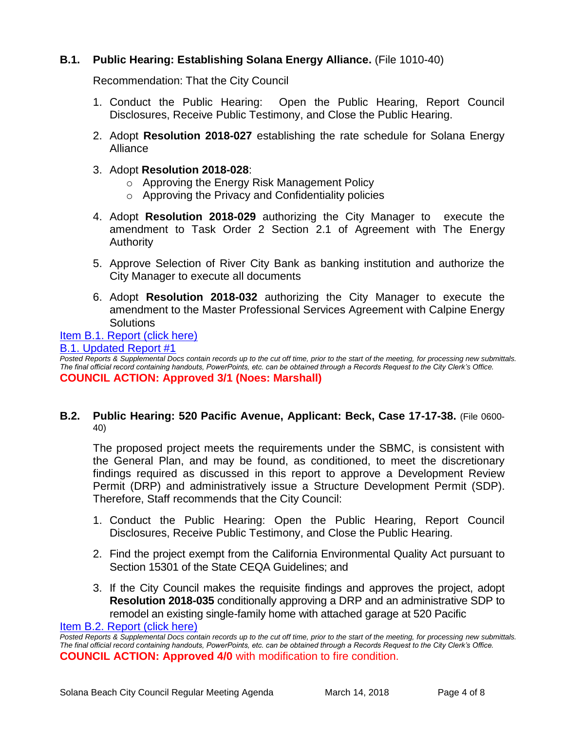### **B.1. Public Hearing: Establishing Solana Energy Alliance.** (File 1010-40)

Recommendation: That the City Council

1. Conduct the Public Hearing: Open the Public Hearing, Report Council Disclosures, Receive Public Testimony, and Close the Public Hearing.
2. Adopt **Resolution 2018-027** establishing the rate schedule for Solana Energy Alliance
3. Adopt **Resolution 2018-028**:
   - Approving the Energy Risk Management Policy
   - Approving the Privacy and Confidentiality policies
4. Adopt **Resolution 2018-029** authorizing the City Manager to execute the amendment to Task Order 2 Section 2.1 of Agreement with The Energy Authority
5. Approve Selection of River City Bank as banking institution and authorize the City Manager to execute all documents
6. Adopt **Resolution 2018-032** authorizing the City Manager to execute the amendment to the Master Professional Services Agreement with Calpine Energy Solutions

Item B.1. Report (click here)

B.1. Updated Report #1

*Posted Reports & Supplemental Docs contain records up to the cut off time, prior to the start of the meeting, for processing new submittals. The final official record containing handouts, PowerPoints, etc. can be obtained through a Records Request to the City Clerk's Office.*

**COUNCIL ACTION: Approved 3/1 (Noes: Marshall)**

### **B.2. Public Hearing: 520 Pacific Avenue, Applicant: Beck, Case 17-17-38.** (File 0600-40)

The proposed project meets the requirements under the SBMC, is consistent with the General Plan, and may be found, as conditioned, to meet the discretionary findings required as discussed in this report to approve a Development Review Permit (DRP) and administratively issue a Structure Development Permit (SDP). Therefore, Staff recommends that the City Council:

1. Conduct the Public Hearing: Open the Public Hearing, Report Council Disclosures, Receive Public Testimony, and Close the Public Hearing.
2. Find the project exempt from the California Environmental Quality Act pursuant to Section 15301 of the State CEQA Guidelines; and
3. If the City Council makes the requisite findings and approves the project, adopt **Resolution 2018-035** conditionally approving a DRP and an administrative SDP to remodel an existing single-family home with attached garage at 520 Pacific

Item B.2. Report (click here)

*Posted Reports & Supplemental Docs contain records up to the cut off time, prior to the start of the meeting, for processing new submittals. The final official record containing handouts, PowerPoints, etc. can be obtained through a Records Request to the City Clerk's Office.*

**COUNCIL ACTION: Approved 4/0** with modification to fire condition.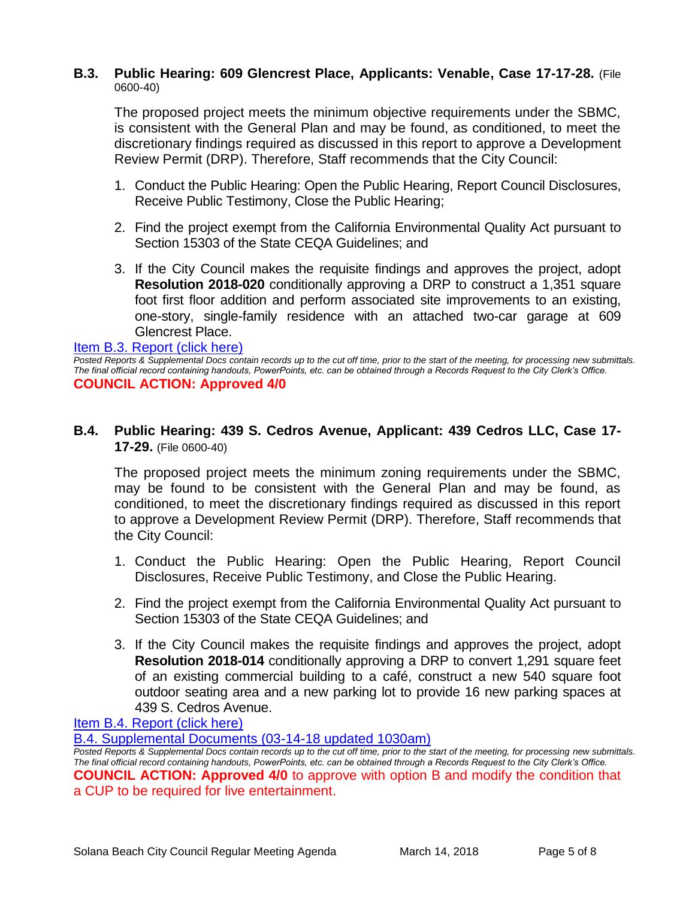**B.3. Public Hearing: 609 Glencrest Place, Applicants: Venable, Case 17-17-28.** (File 0600-40)

The proposed project meets the minimum objective requirements under the SBMC, is consistent with the General Plan and may be found, as conditioned, to meet the discretionary findings required as discussed in this report to approve a Development Review Permit (DRP). Therefore, Staff recommends that the City Council:

1. Conduct the Public Hearing: Open the Public Hearing, Report Council Disclosures, Receive Public Testimony, Close the Public Hearing;
2. Find the project exempt from the California Environmental Quality Act pursuant to Section 15303 of the State CEQA Guidelines; and
3. If the City Council makes the requisite findings and approves the project, adopt **Resolution 2018-020** conditionally approving a DRP to construct a 1,351 square foot first floor addition and perform associated site improvements to an existing, one-story, single-family residence with an attached two-car garage at 609 Glencrest Place.

Item B.3. Report (click here)

*Posted Reports & Supplemental Docs contain records up to the cut off time, prior to the start of the meeting, for processing new submittals. The final official record containing handouts, PowerPoints, etc. can be obtained through a Records Request to the City Clerk's Office.*

**COUNCIL ACTION: Approved 4/0**

**B.4. Public Hearing: 439 S. Cedros Avenue, Applicant: 439 Cedros LLC, Case 17-17-29.** (File 0600-40)

The proposed project meets the minimum zoning requirements under the SBMC, may be found to be consistent with the General Plan and may be found, as conditioned, to meet the discretionary findings required as discussed in this report to approve a Development Review Permit (DRP). Therefore, Staff recommends that the City Council:

1. Conduct the Public Hearing: Open the Public Hearing, Report Council Disclosures, Receive Public Testimony, and Close the Public Hearing.
2. Find the project exempt from the California Environmental Quality Act pursuant to Section 15303 of the State CEQA Guidelines; and
3. If the City Council makes the requisite findings and approves the project, adopt **Resolution 2018-014** conditionally approving a DRP to convert 1,291 square feet of an existing commercial building to a café, construct a new 540 square foot outdoor seating area and a new parking lot to provide 16 new parking spaces at 439 S. Cedros Avenue.

Item B.4. Report (click here)

B.4. Supplemental Documents (03-14-18 updated 1030am)

*Posted Reports & Supplemental Docs contain records up to the cut off time, prior to the start of the meeting, for processing new submittals. The final official record containing handouts, PowerPoints, etc. can be obtained through a Records Request to the City Clerk's Office.*

**COUNCIL ACTION: Approved 4/0** to approve with option B and modify the condition that a CUP to be required for live entertainment.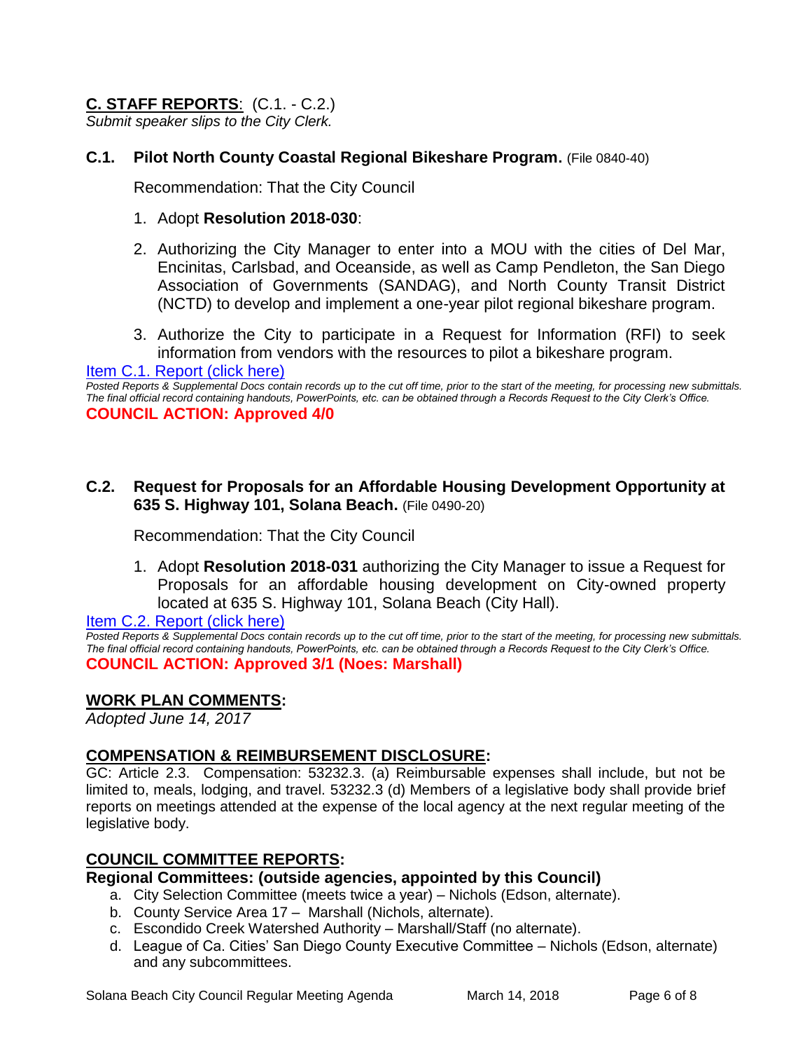## C. STAFF REPORTS: (C.1. - C.2.)

*Submit speaker slips to the City Clerk.*

### C.1. Pilot North County Coastal Regional Bikeshare Program. (File 0840-40)

Recommendation: That the City Council

1. Adopt **Resolution 2018-030**:
2. Authorizing the City Manager to enter into a MOU with the cities of Del Mar, Encinitas, Carlsbad, and Oceanside, as well as Camp Pendleton, the San Diego Association of Governments (SANDAG), and North County Transit District (NCTD) to develop and implement a one-year pilot regional bikeshare program.
3. Authorize the City to participate in a Request for Information (RFI) to seek information from vendors with the resources to pilot a bikeshare program.

Item C.1. Report (click here)

*Posted Reports & Supplemental Docs contain records up to the cut off time, prior to the start of the meeting, for processing new submittals. The final official record containing handouts, PowerPoints, etc. can be obtained through a Records Request to the City Clerk's Office.*

**COUNCIL ACTION: Approved 4/0**

### C.2. Request for Proposals for an Affordable Housing Development Opportunity at 635 S. Highway 101, Solana Beach. (File 0490-20)

Recommendation: That the City Council

1. Adopt **Resolution 2018-031** authorizing the City Manager to issue a Request for Proposals for an affordable housing development on City-owned property located at 635 S. Highway 101, Solana Beach (City Hall).

Item C.2. Report (click here)

*Posted Reports & Supplemental Docs contain records up to the cut off time, prior to the start of the meeting, for processing new submittals. The final official record containing handouts, PowerPoints, etc. can be obtained through a Records Request to the City Clerk's Office.*

**COUNCIL ACTION: Approved 3/1 (Noes: Marshall)**

## WORK PLAN COMMENTS:

*Adopted June 14, 2017*

## COMPENSATION & REIMBURSEMENT DISCLOSURE:

GC: Article 2.3. Compensation: 53232.3. (a) Reimbursable expenses shall include, but not be limited to, meals, lodging, and travel. 53232.3 (d) Members of a legislative body shall provide brief reports on meetings attended at the expense of the local agency at the next regular meeting of the legislative body.

## COUNCIL COMMITTEE REPORTS:

**Regional Committees: (outside agencies, appointed by this Council)**

a. City Selection Committee (meets twice a year) – Nichols (Edson, alternate).
b. County Service Area 17 – Marshall (Nichols, alternate).
c. Escondido Creek Watershed Authority – Marshall/Staff (no alternate).
d. League of Ca. Cities' San Diego County Executive Committee – Nichols (Edson, alternate) and any subcommittees.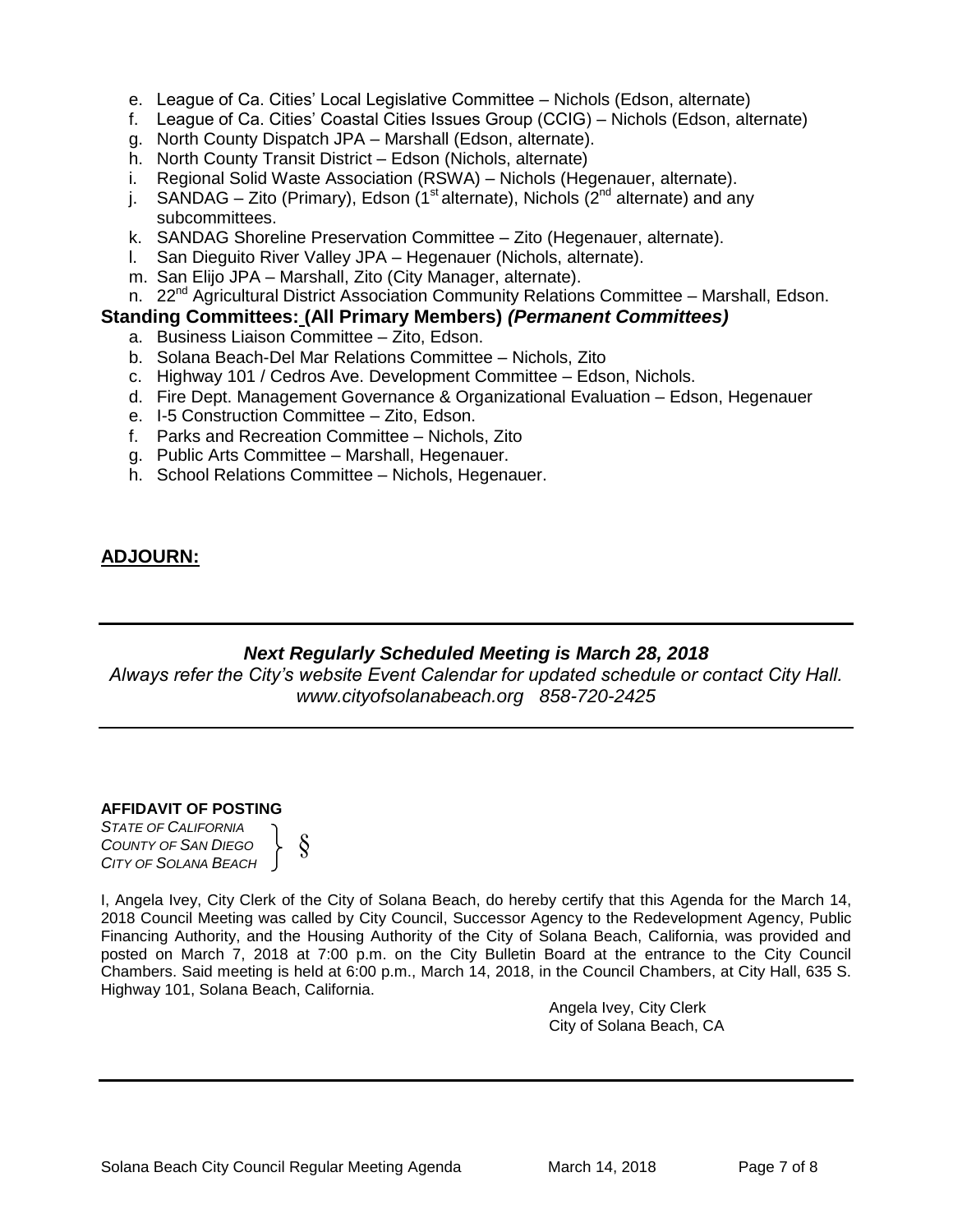e. League of Ca. Cities' Local Legislative Committee – Nichols (Edson, alternate)
f. League of Ca. Cities' Coastal Cities Issues Group (CCIG) – Nichols (Edson, alternate)
g. North County Dispatch JPA – Marshall (Edson, alternate).
h. North County Transit District – Edson (Nichols, alternate)
i. Regional Solid Waste Association (RSWA) – Nichols (Hegenauer, alternate).
j. SANDAG – Zito (Primary), Edson (1st alternate), Nichols (2nd alternate) and any subcommittees.
k. SANDAG Shoreline Preservation Committee – Zito (Hegenauer, alternate).
l. San Dieguito River Valley JPA – Hegenauer (Nichols, alternate).
m. San Elijo JPA – Marshall, Zito (City Manager, alternate).
n. 22nd Agricultural District Association Community Relations Committee – Marshall, Edson.

**Standing Committees: (All Primary Members) *(Permanent Committees)***

a. Business Liaison Committee – Zito, Edson.
b. Solana Beach-Del Mar Relations Committee – Nichols, Zito
c. Highway 101 / Cedros Ave. Development Committee – Edson, Nichols.
d. Fire Dept. Management Governance & Organizational Evaluation – Edson, Hegenauer
e. I-5 Construction Committee – Zito, Edson.
f. Parks and Recreation Committee – Nichols, Zito
g. Public Arts Committee – Marshall, Hegenauer.
h. School Relations Committee – Nichols, Hegenauer.

## ADJOURN:

---

***Next Regularly Scheduled Meeting is March 28, 2018***

*Always refer the City's website Event Calendar for updated schedule or contact City Hall.*
*www.cityofsolanabeach.org 858-720-2425*

---

**AFFIDAVIT OF POSTING**

*STATE OF CALIFORNIA*
*COUNTY OF SAN DIEGO* } §
*CITY OF SOLANA BEACH*

I, Angela Ivey, City Clerk of the City of Solana Beach, do hereby certify that this Agenda for the March 14, 2018 Council Meeting was called by City Council, Successor Agency to the Redevelopment Agency, Public Financing Authority, and the Housing Authority of the City of Solana Beach, California, was provided and posted on March 7, 2018 at 7:00 p.m. on the City Bulletin Board at the entrance to the City Council Chambers. Said meeting is held at 6:00 p.m., March 14, 2018, in the Council Chambers, at City Hall, 635 S. Highway 101, Solana Beach, California.

Angela Ivey, City Clerk
City of Solana Beach, CA

---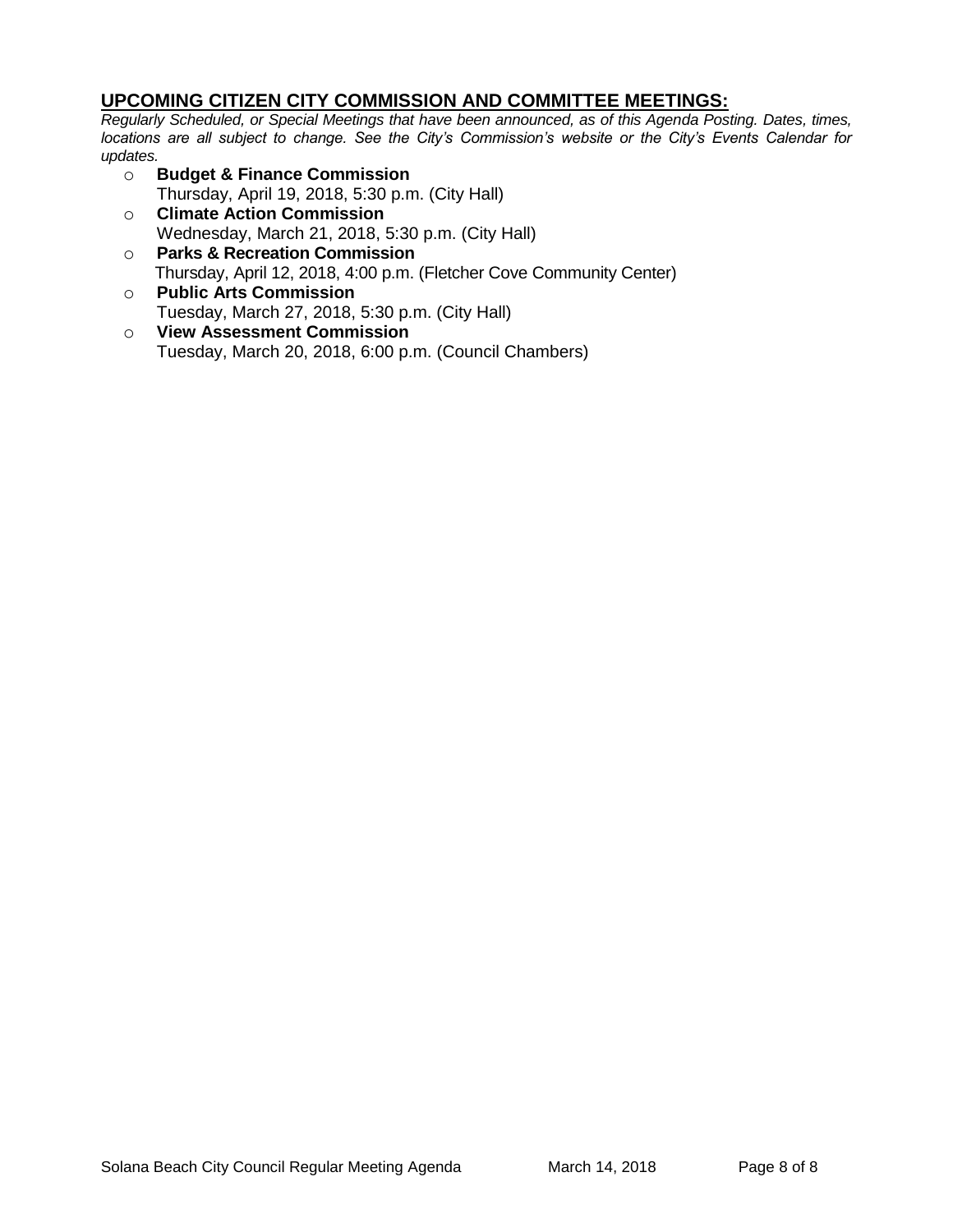## UPCOMING CITIZEN CITY COMMISSION AND COMMITTEE MEETINGS:

*Regularly Scheduled, or Special Meetings that have been announced, as of this Agenda Posting. Dates, times, locations are all subject to change. See the City's Commission's website or the City's Events Calendar for updates.*

- **Budget & Finance Commission**
  Thursday, April 19, 2018, 5:30 p.m. (City Hall)
- **Climate Action Commission**
  Wednesday, March 21, 2018, 5:30 p.m. (City Hall)
- **Parks & Recreation Commission**
  Thursday, April 12, 2018, 4:00 p.m. (Fletcher Cove Community Center)
- **Public Arts Commission**
  Tuesday, March 27, 2018, 5:30 p.m. (City Hall)
- **View Assessment Commission**
  Tuesday, March 20, 2018, 6:00 p.m. (Council Chambers)